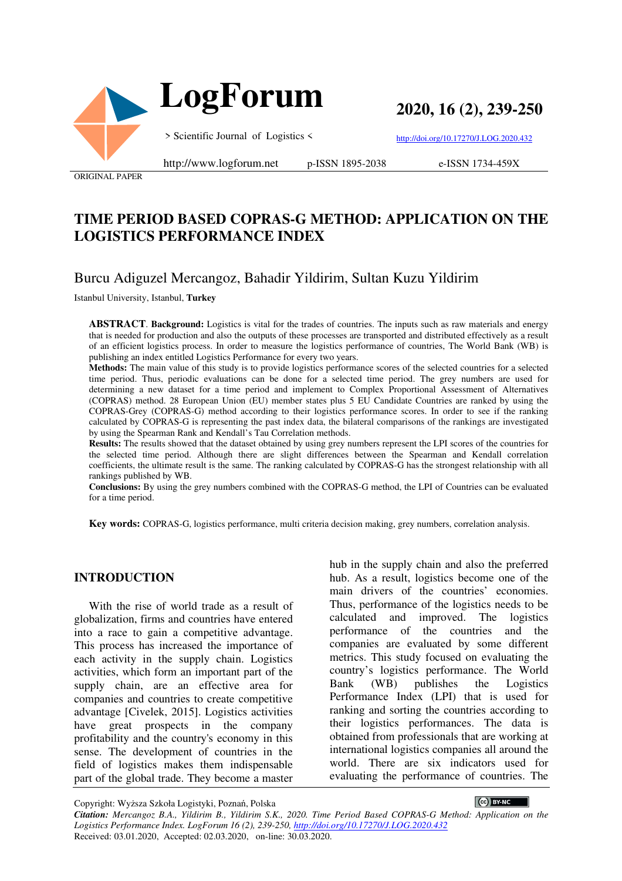ORIGINAL PAPER

# TIME PERIOD BASED COPRAS-G METHOD: APPLICATION ON THE LOGISTICS PERFORMANCE INDEX

Burcu Adiguzel Mercangoz, Bahadir Yildirim, Sultan Kuzu Yildirim

Istanbul University, Istanbul, **Turkey**

**ABSTRACT**. **Background:** Logistics is vital for the trades of countries. The inputs such as raw materials and energy that is needed for production and also the outputs of these processes are transported and distributed effectively as a result of an efficient logistics process. In order to measure the logistics performance of countries, The World Bank (WB) is publishing an index entitled Logistics Performance for every two years.

**Methods:** The main value of this study is to provide logistics performance scores of the selected countries for a selected time period. Thus, periodic evaluations can be done for a selected time period. The grey numbers are used for determining a new dataset for a time period and implement to Complex Proportional Assessment of Alternatives (COPRAS) method. 28 European Union (EU) member states plus 5 EU Candidate Countries are ranked by using the COPRAS-Grey (COPRAS-G) method according to their logistics performance scores. In order to see if the ranking calculated by COPRAS-G is representing the past index data, the bilateral comparisons of the rankings are investigated by using the Spearman Rank and Kendall's Tau Correlation methods.

**Results:** The results showed that the dataset obtained by using grey numbers represent the LPI scores of the countries for the selected time period. Although there are slight differences between the Spearman and Kendall correlation coefficients, the ultimate result is the same. The ranking calculated by COPRAS-G has the strongest relationship with all rankings published by WB.

**Conclusions:** By using the grey numbers combined with the COPRAS-G method, the LPI of Countries can be evaluated for a time period.

**Key words:** COPRAS-G, logistics performance, multi criteria decision making, grey numbers, correlation analysis.

## INTRODUCTION

With the rise of world trade as a result of globalization, firms and countries have entered into a race to gain a competitive advantage. This process has increased the importance of each activity in the supply chain. Logistics activities, which form an important part of the supply chain, are an effective area for companies and countries to create competitive advantage [Civelek, 2015]. Logistics activities have great prospects in the company profitability and the country's economy in this sense. The development of countries in the field of logistics makes them indispensable part of the global trade. They become a master hub in the supply chain and also the preferred hub. As a result, logistics become one of the main drivers of the countries' economies. Thus, performance of the logistics needs to be calculated and improved. The logistics performance of the countries and the companies are evaluated by some different metrics. This study focused on evaluating the country's logistics performance. The World Bank (WB) publishes the Logistics Performance Index (LPI) that is used for ranking and sorting the countries according to their logistics performances. The data is obtained from professionals that are working at international logistics companies all around the world. There are six indicators used for evaluating the performance of countries. The

Copyright: Wyższa Szkoła Logistyki, Poznań, Polska

*Citation: Mercangoz B.A., Yildirim B., Yildirim S.K., 2020. Time Period Based COPRAS-G Method: Application on the Logistics Performance Index. LogForum 16 (2), 239-250,* http://doi.org/10.17270/J.LOG.2020.432

Received: 03.01.2020, Accepted: 02.03.2020, on-line: 30.03.2020.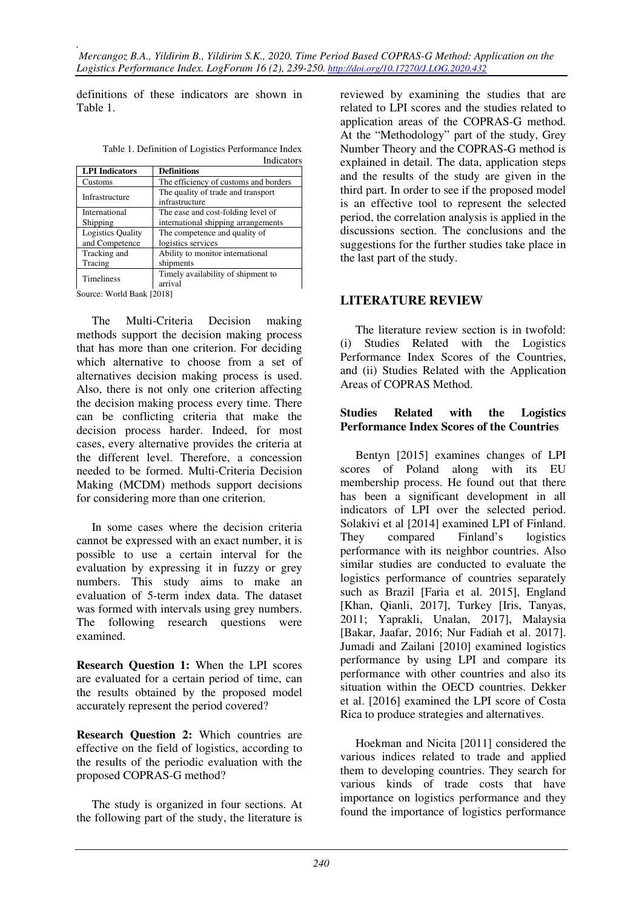definitions of these indicators are shown in Table 1.

Table 1. Definition of Logistics Performance Index Indicators

| LPI Indicators | Definitions |
|---|---|
| Customs | The efficiency of customs and borders |
| Infrastructure | The quality of trade and transport infrastructure |
| International Shipping | The ease and cost-folding level of international shipping arrangements |
| Logistics Quality and Competence | The competence and quality of logistics services |
| Tracking and Tracing | Ability to monitor international shipments |
| Timeliness | Timely availability of shipment to arrival |

Source: World Bank [2018]

The Multi-Criteria Decision making methods support the decision making process that has more than one criterion. For deciding which alternative to choose from a set of alternatives decision making process is used. Also, there is not only one criterion affecting the decision making process every time. There can be conflicting criteria that make the decision process harder. Indeed, for most cases, every alternative provides the criteria at the different level. Therefore, a concession needed to be formed. Multi-Criteria Decision Making (MCDM) methods support decisions for considering more than one criterion.

In some cases where the decision criteria cannot be expressed with an exact number, it is possible to use a certain interval for the evaluation by expressing it in fuzzy or grey numbers. This study aims to make an evaluation of 5-term index data. The dataset was formed with intervals using grey numbers. The following research questions were examined.

**Research Question 1:** When the LPI scores are evaluated for a certain period of time, can the results obtained by the proposed model accurately represent the period covered?

**Research Question 2:** Which countries are effective on the field of logistics, according to the results of the periodic evaluation with the proposed COPRAS-G method?

The study is organized in four sections. At the following part of the study, the literature is reviewed by examining the studies that are related to LPI scores and the studies related to application areas of the COPRAS-G method. At the "Methodology" part of the study, Grey Number Theory and the COPRAS-G method is explained in detail. The data, application steps and the results of the study are given in the third part. In order to see if the proposed model is an effective tool to represent the selected period, the correlation analysis is applied in the discussions section. The conclusions and the suggestions for the further studies take place in the last part of the study.

## LITERATURE REVIEW

The literature review section is in twofold: (i) Studies Related with the Logistics Performance Index Scores of the Countries, and (ii) Studies Related with the Application Areas of COPRAS Method.

### Studies Related with the Logistics Performance Index Scores of the Countries

Bentyn [2015] examines changes of LPI scores of Poland along with its EU membership process. He found out that there has been a significant development in all indicators of LPI over the selected period. Solakivi et al [2014] examined LPI of Finland. They compared Finland's logistics performance with its neighbor countries. Also similar studies are conducted to evaluate the logistics performance of countries separately such as Brazil [Faria et al. 2015], England [Khan, Qianli, 2017], Turkey [Iris, Tanyas, 2011; Yaprakli, Unalan, 2017], Malaysia [Bakar, Jaafar, 2016; Nur Fadiah et al. 2017]. Jumadi and Zailani [2010] examined logistics performance by using LPI and compare its performance with other countries and also its situation within the OECD countries. Dekker et al. [2016] examined the LPI score of Costa Rica to produce strategies and alternatives.

Hoekman and Nicita [2011] considered the various indices related to trade and applied them to developing countries. They search for various kinds of trade costs that have importance on logistics performance and they found the importance of logistics performance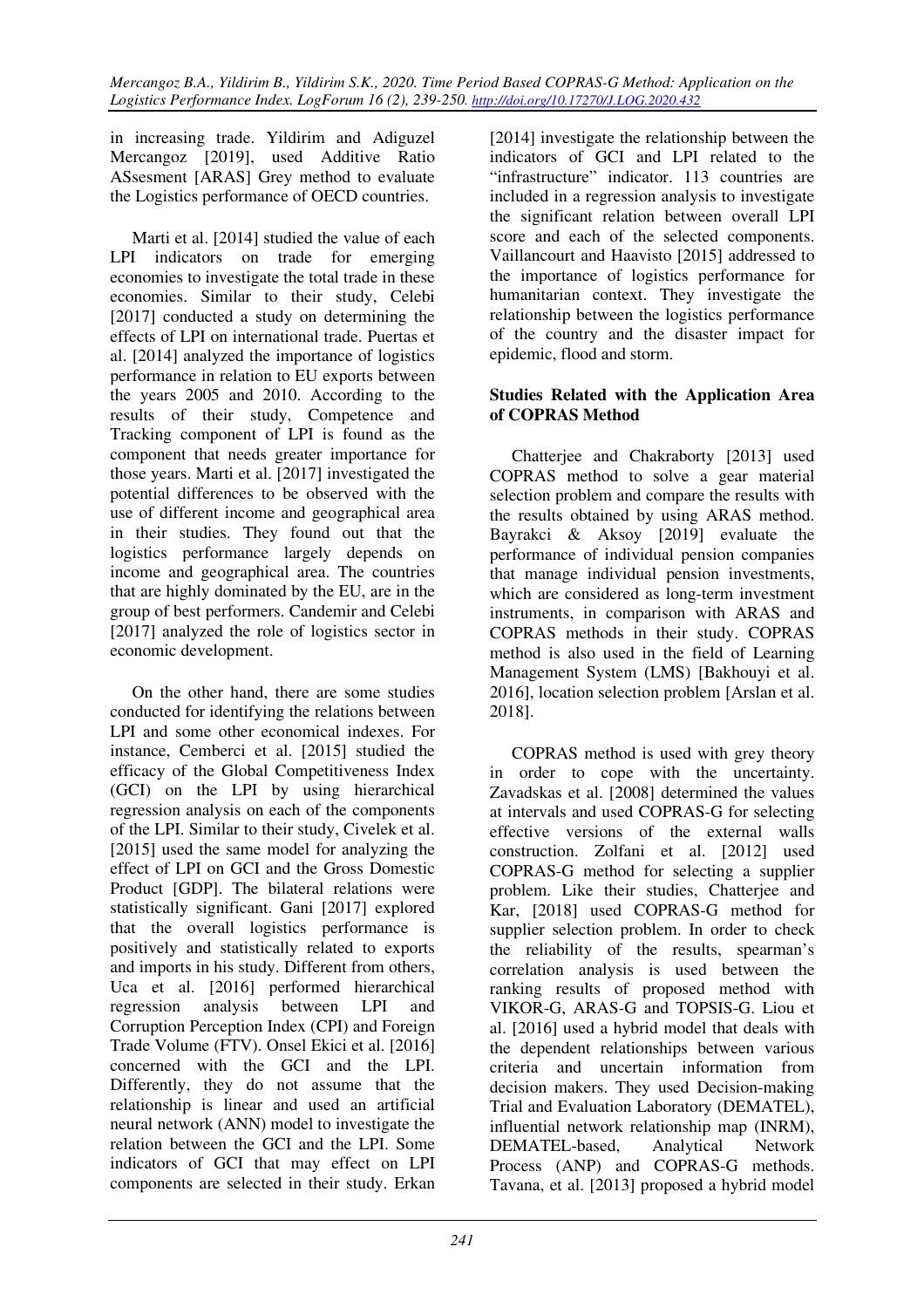in increasing trade. Yildirim and Adiguzel Mercangoz [2019], used Additive Ratio ASsesment [ARAS] Grey method to evaluate the Logistics performance of OECD countries.

Marti et al. [2014] studied the value of each LPI indicators on trade for emerging economies to investigate the total trade in these economies. Similar to their study, Celebi [2017] conducted a study on determining the effects of LPI on international trade. Puertas et al. [2014] analyzed the importance of logistics performance in relation to EU exports between the years 2005 and 2010. According to the results of their study, Competence and Tracking component of LPI is found as the component that needs greater importance for those years. Marti et al. [2017] investigated the potential differences to be observed with the use of different income and geographical area in their studies. They found out that the logistics performance largely depends on income and geographical area. The countries that are highly dominated by the EU, are in the group of best performers. Candemir and Celebi [2017] analyzed the role of logistics sector in economic development.

On the other hand, there are some studies conducted for identifying the relations between LPI and some other economical indexes. For instance, Cemberci et al. [2015] studied the efficacy of the Global Competitiveness Index (GCI) on the LPI by using hierarchical regression analysis on each of the components of the LPI. Similar to their study, Civelek et al. [2015] used the same model for analyzing the effect of LPI on GCI and the Gross Domestic Product [GDP]. The bilateral relations were statistically significant. Gani [2017] explored that the overall logistics performance is positively and statistically related to exports and imports in his study. Different from others, Uca et al. [2016] performed hierarchical regression analysis between LPI and Corruption Perception Index (CPI) and Foreign Trade Volume (FTV). Onsel Ekici et al. [2016] concerned with the GCI and the LPI. Differently, they do not assume that the relationship is linear and used an artificial neural network (ANN) model to investigate the relation between the GCI and the LPI. Some indicators of GCI that may effect on LPI components are selected in their study. Erkan [2014] investigate the relationship between the indicators of GCI and LPI related to the "infrastructure" indicator. 113 countries are included in a regression analysis to investigate the significant relation between overall LPI score and each of the selected components. Vaillancourt and Haavisto [2015] addressed to the importance of logistics performance for humanitarian context. They investigate the relationship between the logistics performance of the country and the disaster impact for epidemic, flood and storm.

**Studies Related with the Application Area of COPRAS Method**

Chatterjee and Chakraborty [2013] used COPRAS method to solve a gear material selection problem and compare the results with the results obtained by using ARAS method. Bayrakci & Aksoy [2019] evaluate the performance of individual pension companies that manage individual pension investments, which are considered as long-term investment instruments, in comparison with ARAS and COPRAS methods in their study. COPRAS method is also used in the field of Learning Management System (LMS) [Bakhouyi et al. 2016], location selection problem [Arslan et al. 2018].

COPRAS method is used with grey theory in order to cope with the uncertainty. Zavadskas et al. [2008] determined the values at intervals and used COPRAS-G for selecting effective versions of the external walls construction. Zolfani et al. [2012] used COPRAS-G method for selecting a supplier problem. Like their studies, Chatterjee and Kar, [2018] used COPRAS-G method for supplier selection problem. In order to check the reliability of the results, spearman's correlation analysis is used between the ranking results of proposed method with VIKOR-G, ARAS-G and TOPSIS-G. Liou et al. [2016] used a hybrid model that deals with the dependent relationships between various criteria and uncertain information from decision makers. They used Decision-making Trial and Evaluation Laboratory (DEMATEL), influential network relationship map (INRM), DEMATEL-based, Analytical Network Process (ANP) and COPRAS-G methods. Tavana, et al. [2013] proposed a hybrid model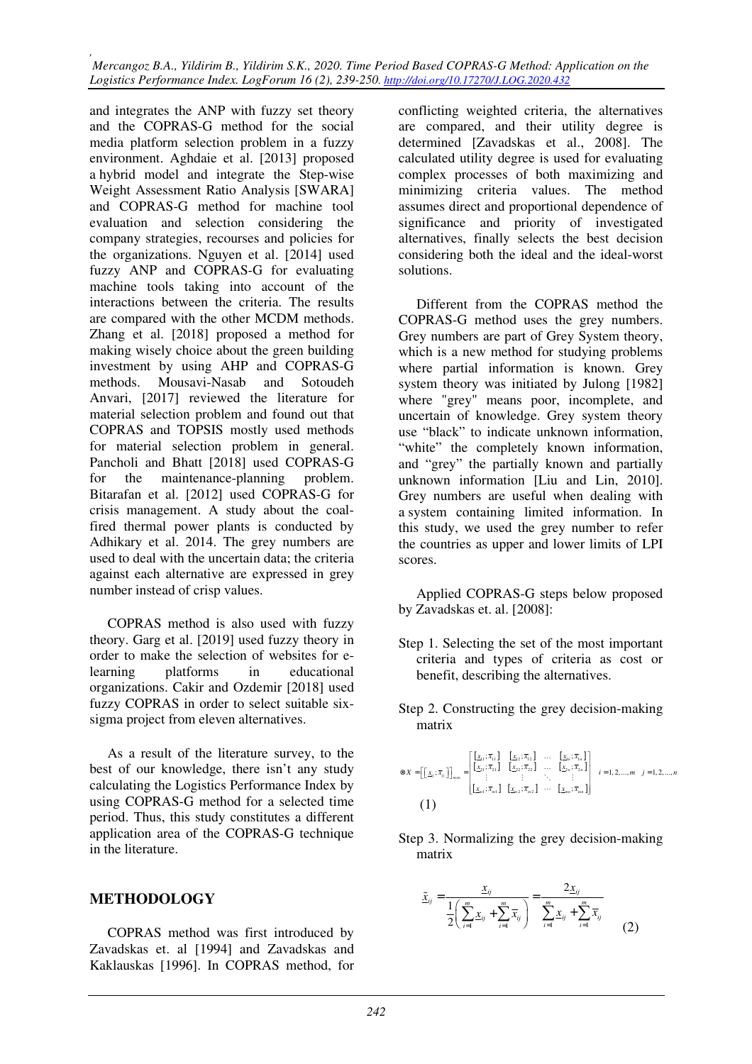and integrates the ANP with fuzzy set theory and the COPRAS-G method for the social media platform selection problem in a fuzzy environment. Aghdaie et al. [2013] proposed a hybrid model and integrate the Step-wise Weight Assessment Ratio Analysis [SWARA] and COPRAS-G method for machine tool evaluation and selection considering the company strategies, recourses and policies for the organizations. Nguyen et al. [2014] used fuzzy ANP and COPRAS-G for evaluating machine tools taking into account of the interactions between the criteria. The results are compared with the other MCDM methods. Zhang et al. [2018] proposed a method for making wisely choice about the green building investment by using AHP and COPRAS-G methods. Mousavi-Nasab and Sotoudeh Anvari, [2017] reviewed the literature for material selection problem and found out that COPRAS and TOPSIS mostly used methods for material selection problem in general. Pancholi and Bhatt [2018] used COPRAS-G for the maintenance-planning problem. Bitarafan et al. [2012] used COPRAS-G for crisis management. A study about the coal-fired thermal power plants is conducted by Adhikary et al. 2014. The grey numbers are used to deal with the uncertain data; the criteria against each alternative are expressed in grey number instead of crisp values.

COPRAS method is also used with fuzzy theory. Garg et al. [2019] used fuzzy theory in order to make the selection of websites for e-learning platforms in educational organizations. Cakir and Ozdemir [2018] used fuzzy COPRAS in order to select suitable six-sigma project from eleven alternatives.

As a result of the literature survey, to the best of our knowledge, there isn't any study calculating the Logistics Performance Index by using COPRAS-G method for a selected time period. Thus, this study constitutes a different application area of the COPRAS-G technique in the literature.

## METHODOLOGY

COPRAS method was first introduced by Zavadskas et. al [1994] and Zavadskas and Kaklauskas [1996]. In COPRAS method, for conflicting weighted criteria, the alternatives are compared, and their utility degree is determined [Zavadskas et al., 2008]. The calculated utility degree is used for evaluating complex processes of both maximizing and minimizing criteria values. The method assumes direct and proportional dependence of significance and priority of investigated alternatives, finally selects the best decision considering both the ideal and the ideal-worst solutions.

Different from the COPRAS method the COPRAS-G method uses the grey numbers. Grey numbers are part of Grey System theory, which is a new method for studying problems where partial information is known. Grey system theory was initiated by Julong [1982] where "grey" means poor, incomplete, and uncertain of knowledge. Grey system theory use "black" to indicate unknown information, "white" the completely known information, and "grey" the partially known and partially unknown information [Liu and Lin, 2010]. Grey numbers are useful when dealing with a system containing limited information. In this study, we used the grey number to refer the countries as upper and lower limits of LPI scores.

Applied COPRAS-G steps below proposed by Zavadskas et. al. [2008]:

Step 1. Selecting the set of the most important criteria and types of criteria as cost or benefit, describing the alternatives.

Step 2. Constructing the grey decision-making matrix

$$\otimes X = \left[\left[\underline{x}_{ij}; \overline{x}_{ij}\right]\right]_{m \times n} = \begin{bmatrix} [\underline{x}_{11}; \overline{x}_{11}] & [\underline{x}_{12}; \overline{x}_{12}] & \cdots & [\underline{x}_{1n}; \overline{x}_{1n}] \\ [\underline{x}_{21}; \overline{x}_{21}] & [\underline{x}_{22}; \overline{x}_{22}] & \cdots & [\underline{x}_{2n}; \overline{x}_{2n}] \\ \vdots & \vdots & \ddots & \vdots \\ [\underline{x}_{m1}; \overline{x}_{m1}] & [\underline{x}_{m2}; \overline{x}_{m2}] & \cdots & [\underline{x}_{mn}; \overline{x}_{mn}] \end{bmatrix} \quad i = 1, 2, \ldots, m \quad j = 1, 2, \ldots, n \tag{1}$$

Step 3. Normalizing the grey decision-making matrix

$$\tilde{\underline{x}}_{ij} = \frac{\underline{x}_{ij}}{\frac{1}{2}\left(\sum_{i=1}^{m} \underline{x}_{ij} + \sum_{i=1}^{m} \overline{x}_{ij}\right)} = \frac{2\underline{x}_{ij}}{\sum_{i=1}^{m} \underline{x}_{ij} + \sum_{i=1}^{m} \overline{x}_{ij}} \tag{2}$$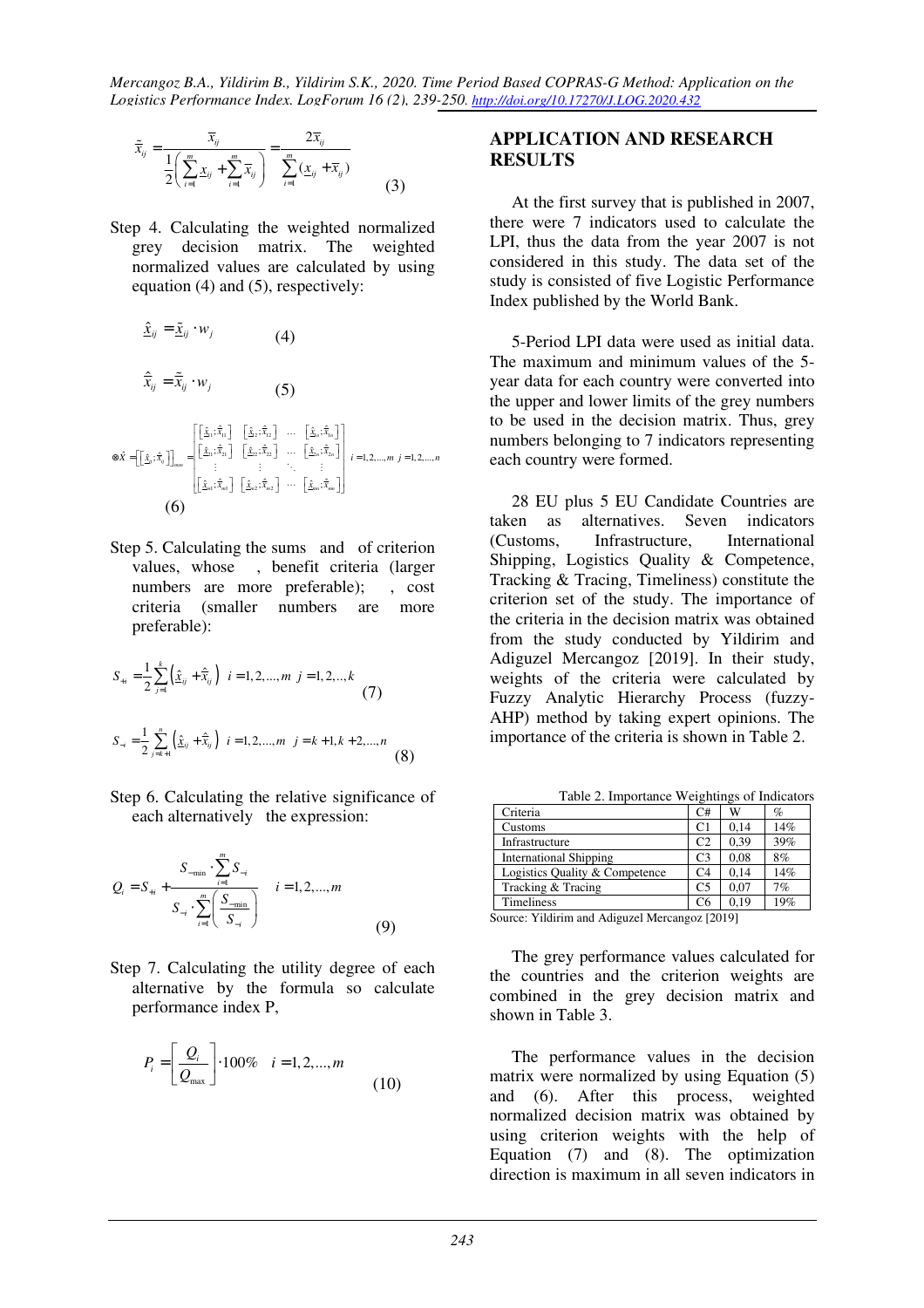$$\tilde{\bar{x}}_{ij} = \frac{\bar{x}_{ij}}{\frac{1}{2}\left(\sum_{i=1}^{m}\underline{x}_{ij} + \sum_{i=1}^{m}\bar{x}_{ij}\right)} = \frac{2\bar{x}_{ij}}{\sum_{i=1}^{m}(\underline{x}_{ij} + \bar{x}_{ij})} \quad (3)$$

Step 4. Calculating the weighted normalized grey decision matrix. The weighted normalized values are calculated by using equation (4) and (5), respectively:

$$\hat{\underline{x}}_{ij} = \tilde{\underline{x}}_{ij} \cdot w_j \quad (4)$$

$$\hat{\bar{x}}_{ij} = \tilde{\bar{x}}_{ij} \cdot w_j \quad (5)$$

$$\otimes\hat{X} = \left[\left[\hat{\underline{x}}_{ij};\hat{\bar{x}}_{ij}\right]\right]_{m \times n} = \begin{bmatrix} \left[\hat{\underline{x}}_{11};\hat{\bar{x}}_{11}\right] & \left[\hat{\underline{x}}_{12};\hat{\bar{x}}_{12}\right] & \cdots & \left[\hat{\underline{x}}_{1n};\hat{\bar{x}}_{1n}\right] \\ \left[\hat{\underline{x}}_{21};\hat{\bar{x}}_{21}\right] & \left[\hat{\underline{x}}_{22};\hat{\bar{x}}_{22}\right] & \cdots & \left[\hat{\underline{x}}_{2n};\hat{\bar{x}}_{2n}\right] \\ \vdots & \vdots & \ddots & \vdots \\ \left[\hat{\underline{x}}_{m1};\hat{\bar{x}}_{m1}\right] & \left[\hat{\underline{x}}_{m2};\hat{\bar{x}}_{m2}\right] & \cdots & \left[\hat{\underline{x}}_{mn};\hat{\bar{x}}_{mn}\right] \end{bmatrix} \quad i = 1,2,...,m \;\; j = 1,2,...,n \quad (6)$$

Step 5. Calculating the sums and of criterion values, whose , benefit criteria (larger numbers are more preferable); , cost criteria (smaller numbers are more preferable):

$$S_{+i} = \frac{1}{2}\sum_{j=1}^{k}\left(\hat{\underline{x}}_{ij} + \hat{\bar{x}}_{ij}\right) \quad i = 1,2,...,m \;\; j = 1,2,..,k \quad (7)$$

$$S_{-i} = \frac{1}{2}\sum_{j=k+1}^{n}\left(\hat{\underline{x}}_{ij} + \hat{\bar{x}}_{ij}\right) \quad i = 1,2,...,m \;\; j = k+1,k+2,...,n \quad (8)$$

Step 6. Calculating the relative significance of each alternatively the expression:

$$Q_i = S_{+i} + \frac{S_{-\min} \cdot \sum_{i=1}^{m} S_{-i}}{S_{-i} \cdot \sum_{i=1}^{m}\left(\frac{S_{-\min}}{S_{-i}}\right)} \quad i = 1,2,...,m \quad (9)$$

Step 7. Calculating the utility degree of each alternative by the formula so calculate performance index P,

$$P_i = \left[\frac{Q_i}{Q_{\max}}\right] \cdot 100\% \quad i = 1,2,...,m \quad (10)$$

## APPLICATION AND RESEARCH RESULTS

At the first survey that is published in 2007, there were 7 indicators used to calculate the LPI, thus the data from the year 2007 is not considered in this study. The data set of the study is consisted of five Logistic Performance Index published by the World Bank.

5-Period LPI data were used as initial data. The maximum and minimum values of the 5-year data for each country were converted into the upper and lower limits of the grey numbers to be used in the decision matrix. Thus, grey numbers belonging to 7 indicators representing each country were formed.

28 EU plus 5 EU Candidate Countries are taken as alternatives. Seven indicators (Customs, Infrastructure, International Shipping, Logistics Quality & Competence, Tracking & Tracing, Timeliness) constitute the criterion set of the study. The importance of the criteria in the decision matrix was obtained from the study conducted by Yildirim and Adiguzel Mercangoz [2019]. In their study, weights of the criteria were calculated by Fuzzy Analytic Hierarchy Process (fuzzy-AHP) method by taking expert opinions. The importance of the criteria is shown in Table 2.

Table 2. Importance Weightings of Indicators

| Criteria | C# | W | % |
|---|---|---|---|
| Customs | C1 | 0,14 | 14% |
| Infrastructure | C2 | 0,39 | 39% |
| International Shipping | C3 | 0,08 | 8% |
| Logistics Quality & Competence | C4 | 0,14 | 14% |
| Tracking & Tracing | C5 | 0,07 | 7% |
| Timeliness | C6 | 0,19 | 19% |

Source: Yildirim and Adiguzel Mercangoz [2019]

The grey performance values calculated for the countries and the criterion weights are combined in the grey decision matrix and shown in Table 3.

The performance values in the decision matrix were normalized by using Equation (5) and (6). After this process, weighted normalized decision matrix was obtained by using criterion weights with the help of Equation (7) and (8). The optimization direction is maximum in all seven indicators in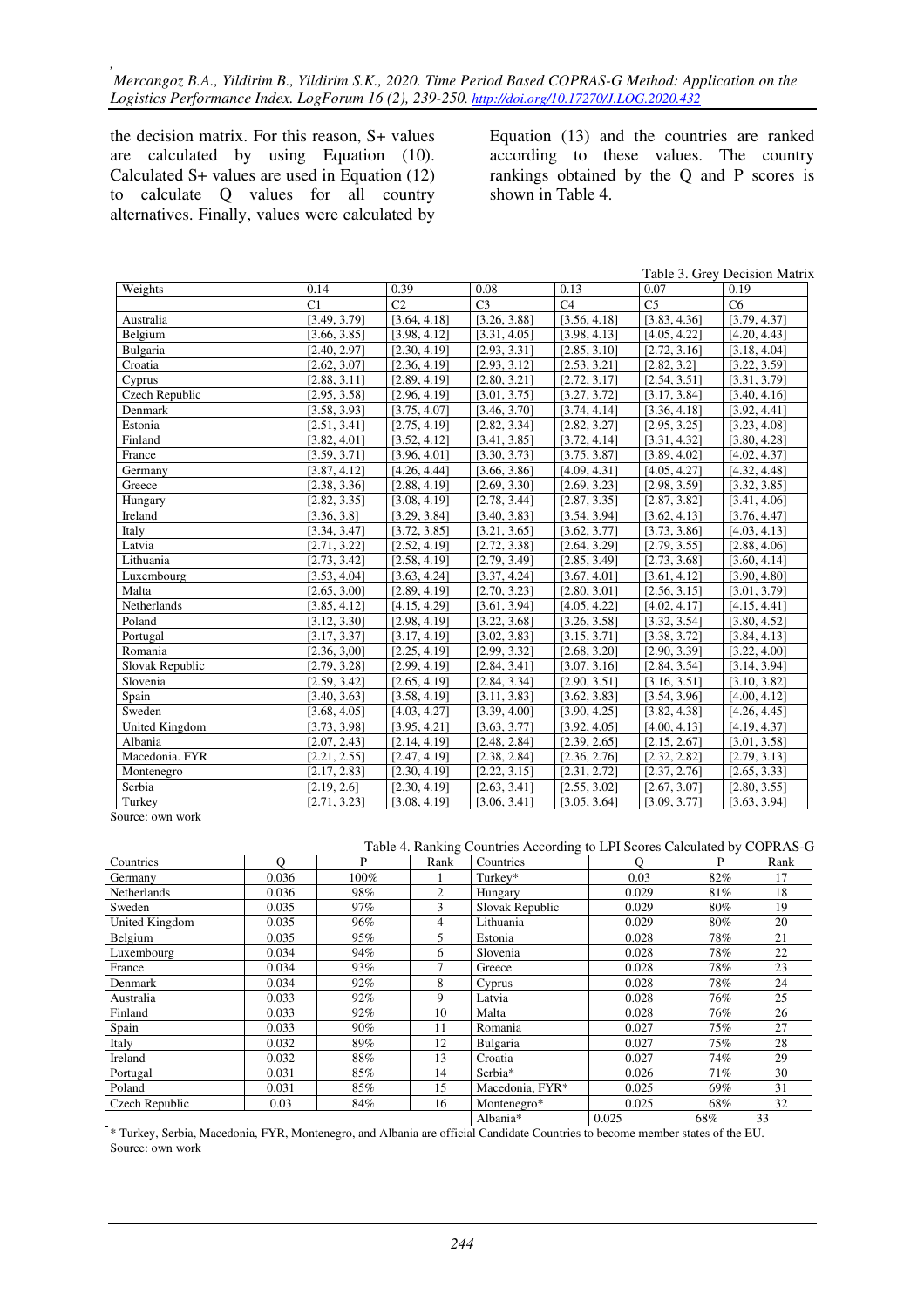the decision matrix. For this reason, S+ values are calculated by using Equation (10). Calculated S+ values are used in Equation (12) to calculate Q values for all country alternatives. Finally, values were calculated by Equation (13) and the countries are ranked according to these values. The country rankings obtained by the Q and P scores is shown in Table 4.

Table 3. Grey Decision Matrix

| Weights | 0.14 | 0.39 | 0.08 | 0.13 | 0.07 | 0.19 |
|---|---|---|---|---|---|---|
| | C1 | C2 | C3 | C4 | C5 | C6 |
| Australia | [3.49, 3.79] | [3.64, 4.18] | [3.26, 3.88] | [3.56, 4.18] | [3.83, 4.36] | [3.79, 4.37] |
| Belgium | [3.66, 3.85] | [3.98, 4.12] | [3.31, 4.05] | [3.98, 4.13] | [4.05, 4.22] | [4.20, 4.43] |
| Bulgaria | [2.40, 2.97] | [2.30, 4.19] | [2.93, 3.31] | [2.85, 3.10] | [2.72, 3.16] | [3.18, 4.04] |
| Croatia | [2.62, 3.07] | [2.36, 4.19] | [2.93, 3.12] | [2.53, 3.21] | [2.82, 3.2] | [3.22, 3.59] |
| Cyprus | [2.88, 3.11] | [2.89, 4.19] | [2.80, 3.21] | [2.72, 3.17] | [2.54, 3.51] | [3.31, 3.79] |
| Czech Republic | [2.95, 3.58] | [2.96, 4.19] | [3.01, 3.75] | [3.27, 3.72] | [3.17, 3.84] | [3.40, 4.16] |
| Denmark | [3.58, 3.93] | [3.75, 4.07] | [3.46, 3.70] | [3.74, 4.14] | [3.36, 4.18] | [3.92, 4.41] |
| Estonia | [2.51, 3.41] | [2.75, 4.19] | [2.82, 3.34] | [2.82, 3.27] | [2.95, 3.25] | [3.23, 4.08] |
| Finland | [3.82, 4.01] | [3.52, 4.12] | [3.41, 3.85] | [3.72, 4.14] | [3.31, 4.32] | [3.80, 4.28] |
| France | [3.59, 3.71] | [3.96, 4.01] | [3.30, 3.73] | [3.75, 3.87] | [3.89, 4.02] | [4.02, 4.37] |
| Germany | [3.87, 4.12] | [4.26, 4.44] | [3.66, 3.86] | [4.09, 4.31] | [4.05, 4.27] | [4.32, 4.48] |
| Greece | [2.38, 3.36] | [2.88, 4.19] | [2.69, 3.30] | [2.69, 3.23] | [2.98, 3.59] | [3.32, 3.85] |
| Hungary | [2.82, 3.35] | [3.08, 4.19] | [2.78, 3.44] | [2.87, 3.35] | [2.87, 3.82] | [3.41, 4.06] |
| Ireland | [3.36, 3.8] | [3.29, 3.84] | [3.40, 3.83] | [3.54, 3.94] | [3.62, 4.13] | [3.76, 4.47] |
| Italy | [3.34, 3.47] | [3.72, 3.85] | [3.21, 3.65] | [3.62, 3.77] | [3.73, 3.86] | [4.03, 4.13] |
| Latvia | [2.71, 3.22] | [2.52, 4.19] | [2.72, 3.38] | [2.64, 3.29] | [2.79, 3.55] | [2.88, 4.06] |
| Lithuania | [2.73, 3.42] | [2.58, 4.19] | [2.79, 3.49] | [2.85, 3.49] | [2.73, 3.68] | [3.60, 4.14] |
| Luxembourg | [3.53, 4.04] | [3.63, 4.24] | [3.37, 4.24] | [3.67, 4.01] | [3.61, 4.12] | [3.90, 4.80] |
| Malta | [2.65, 3.00] | [2.89, 4.19] | [2.70, 3.23] | [2.80, 3.01] | [2.56, 3.15] | [3.01, 3.79] |
| Netherlands | [3.85, 4.12] | [4.15, 4.29] | [3.61, 3.94] | [4.05, 4.22] | [4.02, 4.17] | [4.15, 4.41] |
| Poland | [3.12, 3.30] | [2.98, 4.19] | [3.22, 3.68] | [3.26, 3.58] | [3.32, 3.54] | [3.80, 4.52] |
| Portugal | [3.17, 3.37] | [3.17, 4.19] | [3.02, 3.83] | [3.15, 3.71] | [3.38, 3.72] | [3.84, 4.13] |
| Romania | [2.36, 3,00] | [2.25, 4.19] | [2.99, 3.32] | [2.68, 3.20] | [2.90, 3.39] | [3.22, 4.00] |
| Slovak Republic | [2.79, 3.28] | [2.99, 4.19] | [2.84, 3.41] | [3.07, 3.16] | [2.84, 3.54] | [3.14, 3.94] |
| Slovenia | [2.59, 3.42] | [2.65, 4.19] | [2.84, 3.34] | [2.90, 3.51] | [3.16, 3.51] | [3.10, 3.82] |
| Spain | [3.40, 3.63] | [3.58, 4.19] | [3.11, 3.83] | [3.62, 3.83] | [3.54, 3.96] | [4.00, 4.12] |
| Sweden | [3.68, 4.05] | [4.03, 4.27] | [3.39, 4.00] | [3.90, 4.25] | [3.82, 4.38] | [4.26, 4.45] |
| United Kingdom | [3.73, 3.98] | [3.95, 4.21] | [3.63, 3.77] | [3.92, 4.05] | [4.00, 4.13] | [4.19, 4.37] |
| Albania | [2.07, 2.43] | [2.14, 4.19] | [2.48, 2.84] | [2.39, 2.65] | [2.15, 2.67] | [3.01, 3.58] |
| Macedonia. FYR | [2.21, 2.55] | [2.47, 4.19] | [2.38, 2.84] | [2.36, 2.76] | [2.32, 2.82] | [2.79, 3.13] |
| Montenegro | [2.17, 2.83] | [2.30, 4.19] | [2.22, 3.15] | [2.31, 2.72] | [2.37, 2.76] | [2.65, 3.33] |
| Serbia | [2.19, 2.6] | [2.30, 4.19] | [2.63, 3.41] | [2.55, 3.02] | [2.67, 3.07] | [2.80, 3.55] |
| Turkey | [2.71, 3.23] | [3.08, 4.19] | [3.06, 3.41] | [3.05, 3.64] | [3.09, 3.77] | [3.63, 3.94] |

Source: own work

Table 4. Ranking Countries According to LPI Scores Calculated by COPRAS-G

| Countries | Q | P | Rank | Countries | Q | P | Rank |
|---|---|---|---|---|---|---|---|
| Germany | 0.036 | 100% | 1 | Turkey* | 0.03 | 82% | 17 |
| Netherlands | 0.036 | 98% | 2 | Hungary | 0.029 | 81% | 18 |
| Sweden | 0.035 | 97% | 3 | Slovak Republic | 0.029 | 80% | 19 |
| United Kingdom | 0.035 | 96% | 4 | Lithuania | 0.029 | 80% | 20 |
| Belgium | 0.035 | 95% | 5 | Estonia | 0.028 | 78% | 21 |
| Luxembourg | 0.034 | 94% | 6 | Slovenia | 0.028 | 78% | 22 |
| France | 0.034 | 93% | 7 | Greece | 0.028 | 78% | 23 |
| Denmark | 0.034 | 92% | 8 | Cyprus | 0.028 | 78% | 24 |
| Australia | 0.033 | 92% | 9 | Latvia | 0.028 | 76% | 25 |
| Finland | 0.033 | 92% | 10 | Malta | 0.028 | 76% | 26 |
| Spain | 0.033 | 90% | 11 | Romania | 0.027 | 75% | 27 |
| Italy | 0.032 | 89% | 12 | Bulgaria | 0.027 | 75% | 28 |
| Ireland | 0.032 | 88% | 13 | Croatia | 0.027 | 74% | 29 |
| Portugal | 0.031 | 85% | 14 | Serbia* | 0.026 | 71% | 30 |
| Poland | 0.031 | 85% | 15 | Macedonia, FYR* | 0.025 | 69% | 31 |
| Czech Republic | 0.03 | 84% | 16 | Montenegro* | 0.025 | 68% | 32 |
| | | | | Albania* | 0.025 | 68% | 33 |

\* Turkey, Serbia, Macedonia, FYR, Montenegro, and Albania are official Candidate Countries to become member states of the EU.
Source: own work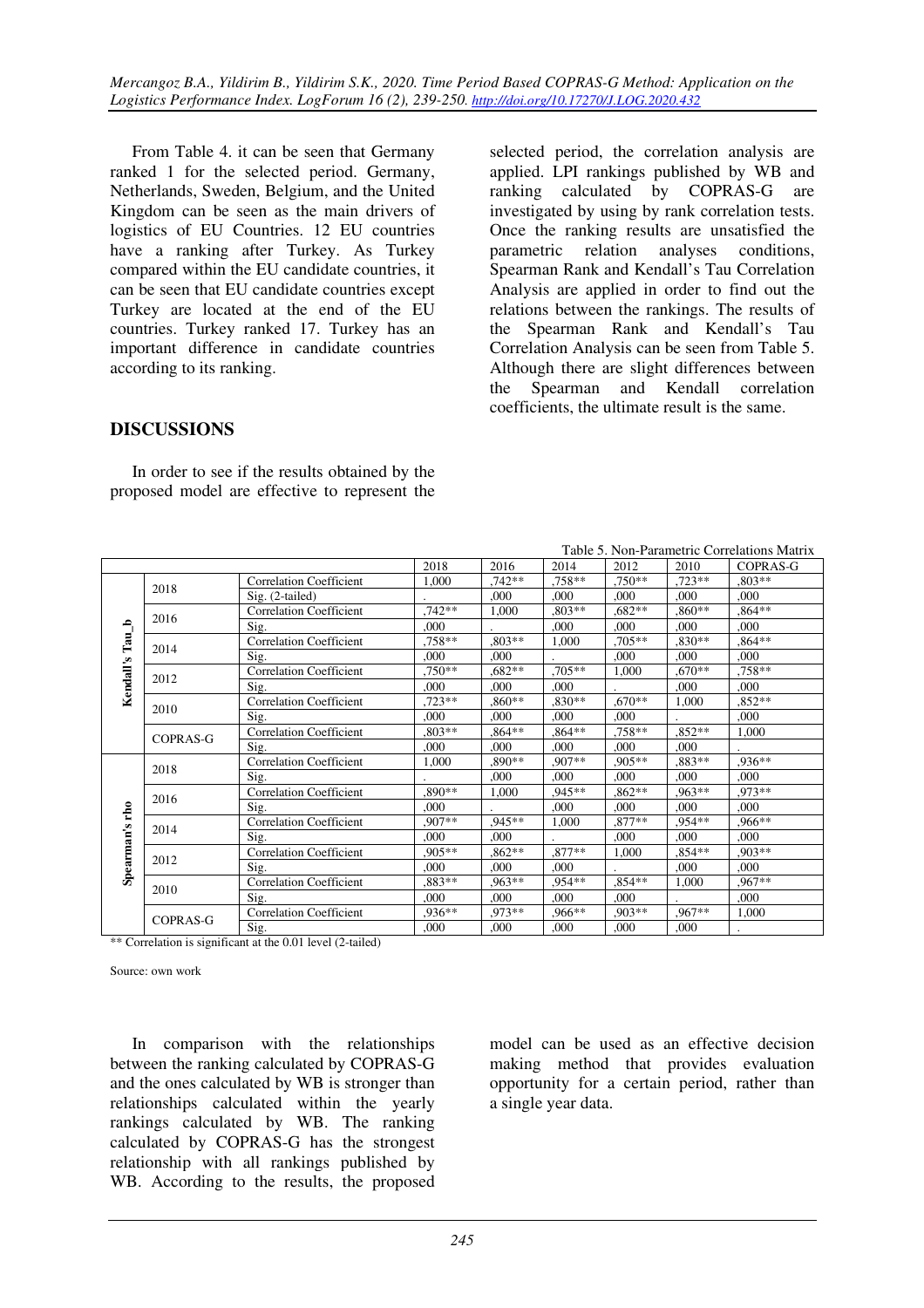From Table 4. it can be seen that Germany ranked 1 for the selected period. Germany, Netherlands, Sweden, Belgium, and the United Kingdom can be seen as the main drivers of logistics of EU Countries. 12 EU countries have a ranking after Turkey. As Turkey compared within the EU candidate countries, it can be seen that EU candidate countries except Turkey are located at the end of the EU countries. Turkey ranked 17. Turkey has an important difference in candidate countries according to its ranking.

## DISCUSSIONS

In order to see if the results obtained by the proposed model are effective to represent the selected period, the correlation analysis are applied. LPI rankings published by WB and ranking calculated by COPRAS-G are investigated by using by rank correlation tests. Once the ranking results are unsatisfied the parametric relation analyses conditions, Spearman Rank and Kendall's Tau Correlation Analysis are applied in order to find out the relations between the rankings. The results of the Spearman Rank and Kendall's Tau Correlation Analysis can be seen from Table 5. Although there are slight differences between the Spearman and Kendall correlation coefficients, the ultimate result is the same.

Table 5. Non-Parametric Correlations Matrix

| | | | 2018 | 2016 | 2014 | 2012 | 2010 | COPRAS-G |
|---|---|---|---|---|---|---|---|---|
| Kendall's Tau_b | 2018 | Correlation Coefficient | 1,000 | ,742** | ,758** | ,750** | ,723** | ,803** |
| | | Sig. (2-tailed) | . | ,000 | ,000 | ,000 | ,000 | ,000 |
| | 2016 | Correlation Coefficient | ,742** | 1,000 | ,803** | ,682** | ,860** | ,864** |
| | | Sig. | ,000 | . | ,000 | ,000 | ,000 | ,000 |
| | 2014 | Correlation Coefficient | ,758** | ,803** | 1,000 | ,705** | ,830** | ,864** |
| | | Sig. | ,000 | ,000 | . | ,000 | ,000 | ,000 |
| | 2012 | Correlation Coefficient | ,750** | ,682** | ,705** | 1,000 | ,670** | ,758** |
| | | Sig. | ,000 | ,000 | ,000 | . | ,000 | ,000 |
| | 2010 | Correlation Coefficient | ,723** | ,860** | ,830** | ,670** | 1,000 | ,852** |
| | | Sig. | ,000 | ,000 | ,000 | ,000 | . | ,000 |
| | COPRAS-G | Correlation Coefficient | ,803** | ,864** | ,864** | ,758** | ,852** | 1,000 |
| | | Sig. | ,000 | ,000 | ,000 | ,000 | ,000 | . |
| Spearman's rho | 2018 | Correlation Coefficient | 1,000 | ,890** | ,907** | ,905** | ,883** | ,936** |
| | | Sig. | . | ,000 | ,000 | ,000 | ,000 | ,000 |
| | 2016 | Correlation Coefficient | ,890** | 1,000 | ,945** | ,862** | ,963** | ,973** |
| | | Sig. | ,000 | . | ,000 | ,000 | ,000 | ,000 |
| | 2014 | Correlation Coefficient | ,907** | ,945** | 1,000 | ,877** | ,954** | ,966** |
| | | Sig. | ,000 | ,000 | . | ,000 | ,000 | ,000 |
| | 2012 | Correlation Coefficient | ,905** | ,862** | ,877** | 1,000 | ,854** | ,903** |
| | | Sig. | ,000 | ,000 | ,000 | . | ,000 | ,000 |
| | 2010 | Correlation Coefficient | ,883** | ,963** | ,954** | ,854** | 1,000 | ,967** |
| | | Sig. | ,000 | ,000 | ,000 | ,000 | . | ,000 |
| | COPRAS-G | Correlation Coefficient | ,936** | ,973** | ,966** | ,903** | ,967** | 1,000 |
| | | Sig. | ,000 | ,000 | ,000 | ,000 | ,000 | . |

** Correlation is significant at the 0.01 level (2-tailed)

Source: own work

In comparison with the relationships between the ranking calculated by COPRAS-G and the ones calculated by WB is stronger than relationships calculated within the yearly rankings calculated by WB. The ranking calculated by COPRAS-G has the strongest relationship with all rankings published by WB. According to the results, the proposed model can be used as an effective decision making method that provides evaluation opportunity for a certain period, rather than a single year data.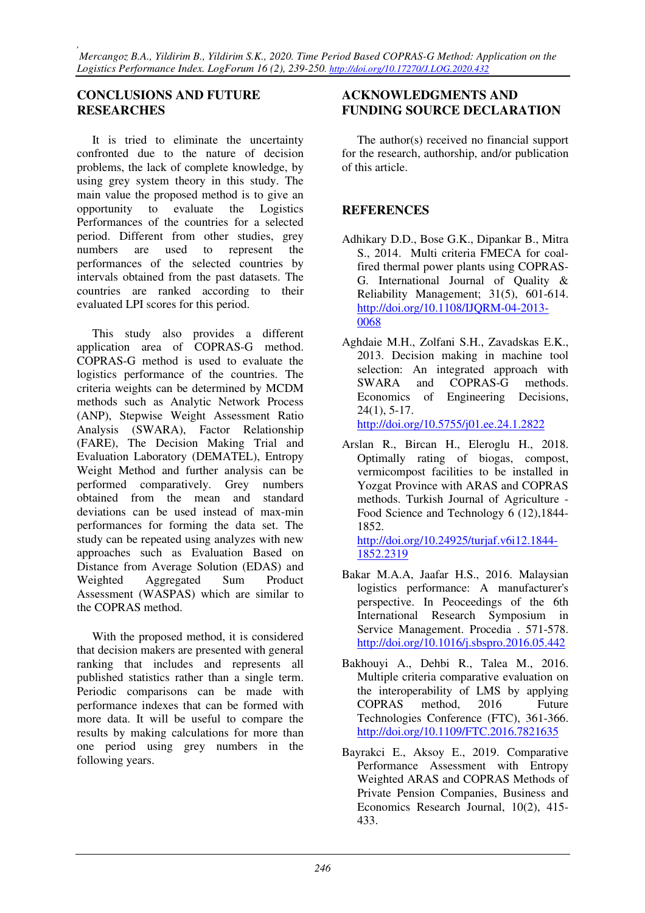## CONCLUSIONS AND FUTURE RESEARCHES

It is tried to eliminate the uncertainty confronted due to the nature of decision problems, the lack of complete knowledge, by using grey system theory in this study. The main value the proposed method is to give an opportunity to evaluate the Logistics Performances of the countries for a selected period. Different from other studies, grey numbers are used to represent the performances of the selected countries by intervals obtained from the past datasets. The countries are ranked according to their evaluated LPI scores for this period.

This study also provides a different application area of COPRAS-G method. COPRAS-G method is used to evaluate the logistics performance of the countries. The criteria weights can be determined by MCDM methods such as Analytic Network Process (ANP), Stepwise Weight Assessment Ratio Analysis (SWARA), Factor Relationship (FARE), The Decision Making Trial and Evaluation Laboratory (DEMATEL), Entropy Weight Method and further analysis can be performed comparatively. Grey numbers obtained from the mean and standard deviations can be used instead of max-min performances for forming the data set. The study can be repeated using analyzes with new approaches such as Evaluation Based on Distance from Average Solution (EDAS) and Weighted Aggregated Sum Product Assessment (WASPAS) which are similar to the COPRAS method.

With the proposed method, it is considered that decision makers are presented with general ranking that includes and represents all published statistics rather than a single term. Periodic comparisons can be made with performance indexes that can be formed with more data. It will be useful to compare the results by making calculations for more than one period using grey numbers in the following years.

## ACKNOWLEDGMENTS AND FUNDING SOURCE DECLARATION

The author(s) received no financial support for the research, authorship, and/or publication of this article.

## REFERENCES

Adhikary D.D., Bose G.K., Dipankar B., Mitra S., 2014. Multi criteria FMECA for coal-fired thermal power plants using COPRAS-G. International Journal of Quality & Reliability Management; 31(5), 601-614. http://doi.org/10.1108/IJQRM-04-2013-0068

Aghdaie M.H., Zolfani S.H., Zavadskas E.K., 2013. Decision making in machine tool selection: An integrated approach with SWARA and COPRAS-G methods. Economics of Engineering Decisions, 24(1), 5-17. http://doi.org/10.5755/j01.ee.24.1.2822

Arslan R., Bircan H., Eleroglu H., 2018. Optimally rating of biogas, compost, vermicompost facilities to be installed in Yozgat Province with ARAS and COPRAS methods. Turkish Journal of Agriculture - Food Science and Technology 6 (12),1844-1852. http://doi.org/10.24925/turjaf.v6i12.1844-1852.2319

Bakar M.A.A, Jaafar H.S., 2016. Malaysian logistics performance: A manufacturer's perspective. In Peoceedings of the 6th International Research Symposium in Service Management. Procedia . 571-578. http://doi.org/10.1016/j.sbspro.2016.05.442

Bakhouyi A., Dehbi R., Talea M., 2016. Multiple criteria comparative evaluation on the interoperability of LMS by applying COPRAS method, 2016 Future Technologies Conference (FTC), 361-366. http://doi.org/10.1109/FTC.2016.7821635

Bayrakci E., Aksoy E., 2019. Comparative Performance Assessment with Entropy Weighted ARAS and COPRAS Methods of Private Pension Companies, Business and Economics Research Journal, 10(2), 415-433.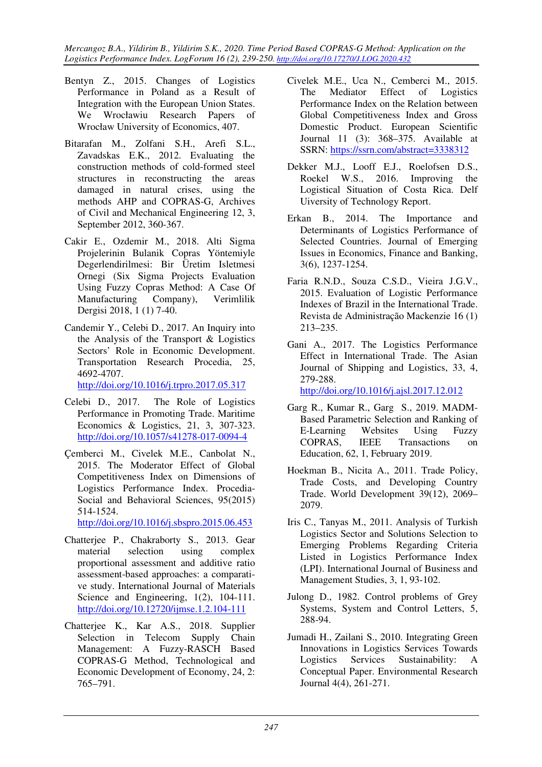Bentyn Z., 2015. Changes of Logistics Performance in Poland as a Result of Integration with the European Union States. We Wrocławiu Research Papers of Wrocław University of Economics, 407.

Bitarafan M., Zolfani S.H., Arefi S.L., Zavadskas E.K., 2012. Evaluating the construction methods of cold-formed steel structures in reconstructing the areas damaged in natural crises, using the methods AHP and COPRAS-G, Archives of Civil and Mechanical Engineering 12, 3, September 2012, 360-367.

Cakir E., Ozdemir M., 2018. Alti Sigma Projelerinin Bulanik Copras Yöntemiyle Degerlendirilmesi: Bir Üretim Isletmesi Ornegi (Six Sigma Projects Evaluation Using Fuzzy Copras Method: A Case Of Manufacturing Company), Verimlilik Dergisi 2018, 1 (1) 7-40.

Candemir Y., Celebi D., 2017. An Inquiry into the Analysis of the Transport & Logistics Sectors' Role in Economic Development. Transportation Research Procedia, 25, 4692-4707. http://doi.org/10.1016/j.trpro.2017.05.317

Celebi D., 2017. The Role of Logistics Performance in Promoting Trade. Maritime Economics & Logistics, 21, 3, 307-323. http://doi.org/10.1057/s41278-017-0094-4

Çemberci M., Civelek M.E., Canbolat N., 2015. The Moderator Effect of Global Competitiveness Index on Dimensions of Logistics Performance Index. Procedia-Social and Behavioral Sciences, 95(2015) 514-1524. http://doi.org/10.1016/j.sbspro.2015.06.453

Chatterjee P., Chakraborty S., 2013. Gear material selection using complex proportional assessment and additive ratio assessment-based approaches: a comparative study. International Journal of Materials Science and Engineering, 1(2), 104-111. http://doi.org/10.12720/ijmse.1.2.104-111

Chatterjee K., Kar A.S., 2018. Supplier Selection in Telecom Supply Chain Management: A Fuzzy-RASCH Based COPRAS-G Method, Technological and Economic Development of Economy, 24, 2: 765–791.

Civelek M.E., Uca N., Cemberci M., 2015. The Mediator Effect of Logistics Performance Index on the Relation between Global Competitiveness Index and Gross Domestic Product. European Scientific Journal 11 (3): 368–375. Available at SSRN: https://ssrn.com/abstract=3338312

Dekker M.J., Looff E.J., Roelofsen D.S., Roekel W.S., 2016. Improving the Logistical Situation of Costa Rica. Delf Uiversity of Technology Report.

Erkan B., 2014. The Importance and Determinants of Logistics Performance of Selected Countries. Journal of Emerging Issues in Economics, Finance and Banking, 3(6), 1237-1254.

Faria R.N.D., Souza C.S.D., Vieira J.G.V., 2015. Evaluation of Logistic Performance Indexes of Brazil in the International Trade. Revista de Administração Mackenzie 16 (1) 213–235.

Gani A., 2017. The Logistics Performance Effect in International Trade. The Asian Journal of Shipping and Logistics, 33, 4, 279-288. http://doi.org/10.1016/j.ajsl.2017.12.012

Garg R., Kumar R., Garg S., 2019. MADM-Based Parametric Selection and Ranking of E-Learning Websites Using Fuzzy COPRAS, IEEE Transactions on Education, 62, 1, February 2019.

Hoekman B., Nicita A., 2011. Trade Policy, Trade Costs, and Developing Country Trade. World Development 39(12), 2069–2079.

Iris C., Tanyas M., 2011. Analysis of Turkish Logistics Sector and Solutions Selection to Emerging Problems Regarding Criteria Listed in Logistics Performance Index (LPI). International Journal of Business and Management Studies, 3, 1, 93-102.

Julong D., 1982. Control problems of Grey Systems, System and Control Letters, 5, 288-94.

Jumadi H., Zailani S., 2010. Integrating Green Innovations in Logistics Services Towards Logistics Services Sustainability: A Conceptual Paper. Environmental Research Journal 4(4), 261-271.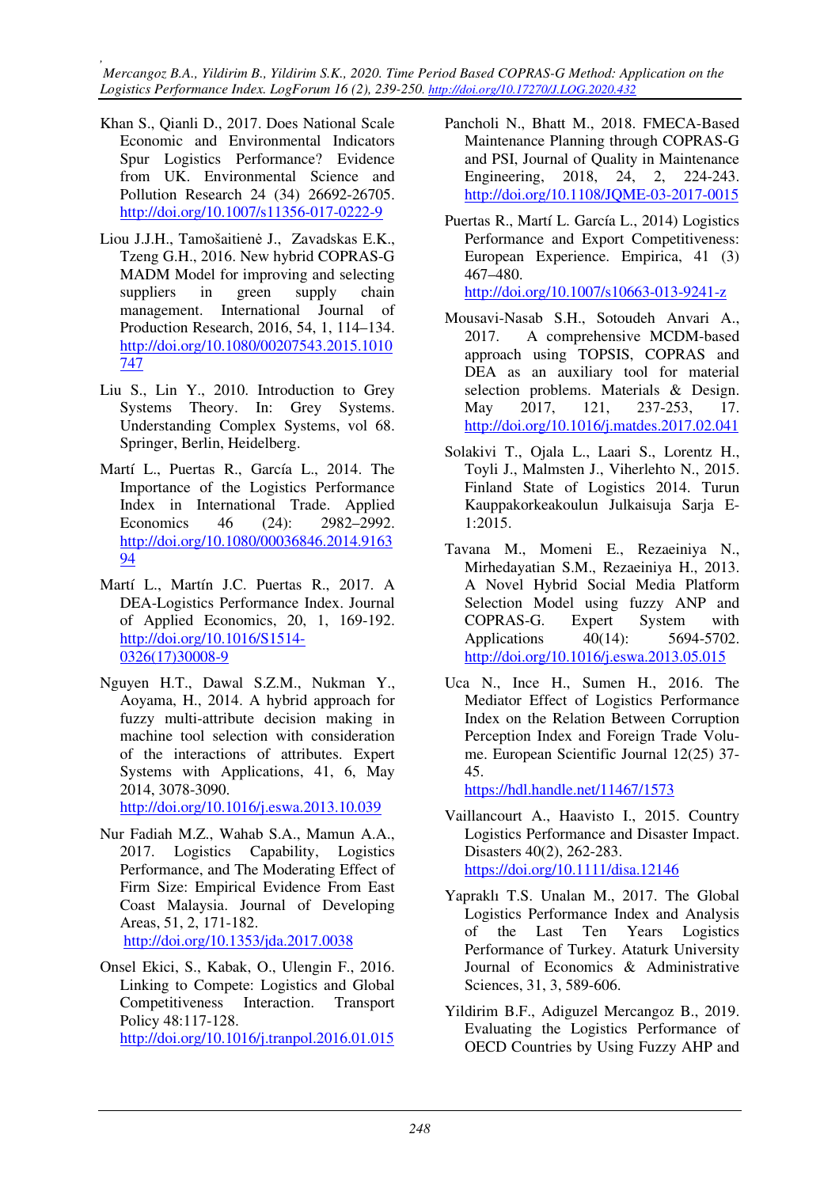Khan S., Qianli D., 2017. Does National Scale Economic and Environmental Indicators Spur Logistics Performance? Evidence from UK. Environmental Science and Pollution Research 24 (34) 26692-26705. http://doi.org/10.1007/s11356-017-0222-9

Liou J.J.H., Tamošaitienė J., Zavadskas E.K., Tzeng G.H., 2016. New hybrid COPRAS-G MADM Model for improving and selecting suppliers in green supply chain management. International Journal of Production Research, 2016, 54, 1, 114–134. http://doi.org/10.1080/00207543.2015.1010747

Liu S., Lin Y., 2010. Introduction to Grey Systems Theory. In: Grey Systems. Understanding Complex Systems, vol 68. Springer, Berlin, Heidelberg.

Martí L., Puertas R., García L., 2014. The Importance of the Logistics Performance Index in International Trade. Applied Economics 46 (24): 2982–2992. http://doi.org/10.1080/00036846.2014.916394

Martí L., Martín J.C. Puertas R., 2017. A DEA-Logistics Performance Index. Journal of Applied Economics, 20, 1, 169-192. http://doi.org/10.1016/S1514-0326(17)30008-9

Nguyen H.T., Dawal S.Z.M., Nukman Y., Aoyama, H., 2014. A hybrid approach for fuzzy multi-attribute decision making in machine tool selection with consideration of the interactions of attributes. Expert Systems with Applications, 41, 6, May 2014, 3078-3090. http://doi.org/10.1016/j.eswa.2013.10.039

Nur Fadiah M.Z., Wahab S.A., Mamun A.A., 2017. Logistics Capability, Logistics Performance, and The Moderating Effect of Firm Size: Empirical Evidence From East Coast Malaysia. Journal of Developing Areas, 51, 2, 171-182. http://doi.org/10.1353/jda.2017.0038

Onsel Ekici, S., Kabak, O., Ulengin F., 2016. Linking to Compete: Logistics and Global Competitiveness Interaction. Transport Policy 48:117-128. http://doi.org/10.1016/j.tranpol.2016.01.015

Pancholi N., Bhatt M., 2018. FMECA-Based Maintenance Planning through COPRAS-G and PSI, Journal of Quality in Maintenance Engineering, 2018, 24, 2, 224-243. http://doi.org/10.1108/JQME-03-2017-0015

Puertas R., Martí L. García L., 2014) Logistics Performance and Export Competitiveness: European Experience. Empirica, 41 (3) 467–480. http://doi.org/10.1007/s10663-013-9241-z

Mousavi-Nasab S.H., Sotoudeh Anvari A., 2017. A comprehensive MCDM-based approach using TOPSIS, COPRAS and DEA as an auxiliary tool for material selection problems. Materials & Design. May 2017, 121, 237-253, 17. http://doi.org/10.1016/j.matdes.2017.02.041

Solakivi T., Ojala L., Laari S., Lorentz H., Toyli J., Malmsten J., Viherlehto N., 2015. Finland State of Logistics 2014. Turun Kauppakorkeakoulun Julkaisuja Sarja E-1:2015.

Tavana M., Momeni E., Rezaeiniya N., Mirhedayatian S.M., Rezaeiniya H., 2013. A Novel Hybrid Social Media Platform Selection Model using fuzzy ANP and COPRAS-G. Expert System with Applications 40(14): 5694-5702. http://doi.org/10.1016/j.eswa.2013.05.015

Uca N., Ince H., Sumen H., 2016. The Mediator Effect of Logistics Performance Index on the Relation Between Corruption Perception Index and Foreign Trade Volume. European Scientific Journal 12(25) 37-45. https://hdl.handle.net/11467/1573

Vaillancourt A., Haavisto I., 2015. Country Logistics Performance and Disaster Impact. Disasters 40(2), 262-283. https://doi.org/10.1111/disa.12146

Yapraklı T.S. Unalan M., 2017. The Global Logistics Performance Index and Analysis of the Last Ten Years Logistics Performance of Turkey. Ataturk University Journal of Economics & Administrative Sciences, 31, 3, 589-606.

Yildirim B.F., Adiguzel Mercangoz B., 2019. Evaluating the Logistics Performance of OECD Countries by Using Fuzzy AHP and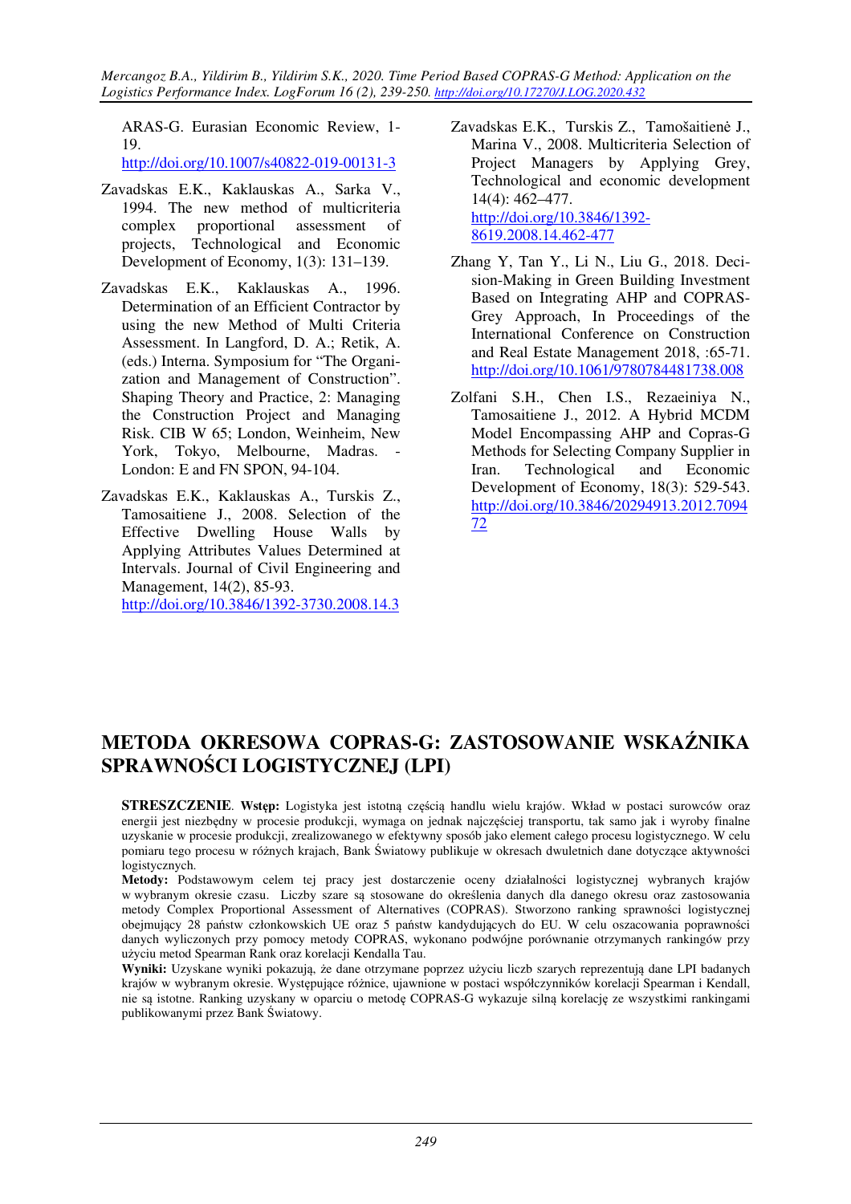ARAS-G. Eurasian Economic Review, 1-19.
http://doi.org/10.1007/s40822-019-00131-3

Zavadskas E.K., Kaklauskas A., Sarka V., 1994. The new method of multicriteria complex proportional assessment of projects, Technological and Economic Development of Economy, 1(3): 131–139.

Zavadskas E.K., Kaklauskas A., 1996. Determination of an Efficient Contractor by using the new Method of Multi Criteria Assessment. In Langford, D. A.; Retik, A. (eds.) Interna. Symposium for "The Organization and Management of Construction". Shaping Theory and Practice, 2: Managing the Construction Project and Managing Risk. CIB W 65; London, Weinheim, New York, Tokyo, Melbourne, Madras. - London: E and FN SPON, 94-104.

Zavadskas E.K., Kaklauskas A., Turskis Z., Tamosaitiene J., 2008. Selection of the Effective Dwelling House Walls by Applying Attributes Values Determined at Intervals. Journal of Civil Engineering and Management, 14(2), 85-93.
http://doi.org/10.3846/1392-3730.2008.14.3

Zavadskas E.K., Turskis Z., Tamošaitienė J., Marina V., 2008. Multicriteria Selection of Project Managers by Applying Grey, Technological and economic development 14(4): 462–477.
http://doi.org/10.3846/1392-8619.2008.14.462-477

Zhang Y, Tan Y., Li N., Liu G., 2018. Decision-Making in Green Building Investment Based on Integrating AHP and COPRAS-Grey Approach, In Proceedings of the International Conference on Construction and Real Estate Management 2018, :65-71.
http://doi.org/10.1061/9780784481738.008

Zolfani S.H., Chen I.S., Rezaeiniya N., Tamosaitiene J., 2012. A Hybrid MCDM Model Encompassing AHP and Copras-G Methods for Selecting Company Supplier in Iran. Technological and Economic Development of Economy, 18(3): 529-543.
http://doi.org/10.3846/20294913.2012.709472

# METODA OKRESOWA COPRAS-G: ZASTOSOWANIE WSKAŹNIKA SPRAWNOŚCI LOGISTYCZNEJ (LPI)

**STRESZCZENIE**. **Wstęp:** Logistyka jest istotną częścią handlu wielu krajów. Wkład w postaci surowców oraz energii jest niezbędny w procesie produkcji, wymaga on jednak najczęściej transportu, tak samo jak i wyroby finalne uzyskanie w procesie produkcji, zrealizowanego w efektywny sposób jako element całego procesu logistycznego. W celu pomiaru tego procesu w różnych krajach, Bank Światowy publikuje w okresach dwuletnich dane dotyczące aktywności logistycznych.

**Metody:** Podstawowym celem tej pracy jest dostarczenie oceny działalności logistycznej wybranych krajów w wybranym okresie czasu. Liczby szare są stosowane do określenia danych dla danego okresu oraz zastosowania metody Complex Proportional Assessment of Alternatives (COPRAS). Stworzono ranking sprawności logistycznej obejmujący 28 państw członkowskich UE oraz 5 państw kandydujących do EU. W celu oszacowania poprawności danych wyliczonych przy pomocy metody COPRAS, wykonano podwójne porównanie otrzymanych rankingów przy użyciu metod Spearman Rank oraz korelacji Kendalla Tau.

**Wyniki:** Uzyskane wyniki pokazują, że dane otrzymane poprzez użyciu liczb szarych reprezentują dane LPI badanych krajów w wybranym okresie. Występujące różnice, ujawnione w postaci współczynników korelacji Spearman i Kendall, nie są istotne. Ranking uzyskany w oparciu o metodę COPRAS-G wykazuje silną korelację ze wszystkimi rankingami publikowanymi przez Bank Światowy.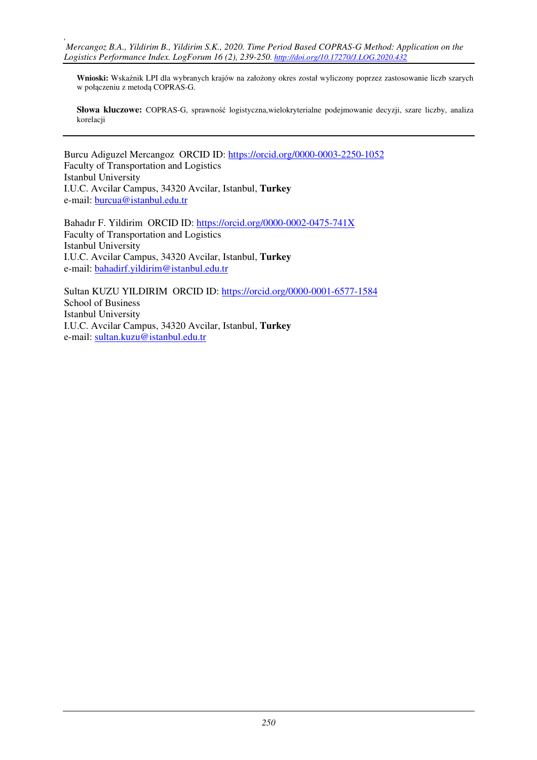**Wnioski:** Wskaźnik LPI dla wybranych krajów na założony okres został wyliczony poprzez zastosowanie liczb szarych w połączeniu z metodą COPRAS-G.

**Słowa kluczowe:** COPRAS-G, sprawność logistyczna,wielokryterialne podejmowanie decyzji, szare liczby, analiza korelacji

---

Burcu Adiguzel Mercangoz ORCID ID: https://orcid.org/0000-0003-2250-1052
Faculty of Transportation and Logistics
Istanbul University
I.U.C. Avcilar Campus, 34320 Avcilar, Istanbul, **Turkey**
e-mail: burcua@istanbul.edu.tr

Bahadır F. Yildirim ORCID ID: https://orcid.org/0000-0002-0475-741X
Faculty of Transportation and Logistics
Istanbul University
I.U.C. Avcilar Campus, 34320 Avcilar, Istanbul, **Turkey**
e-mail: bahadirf.yildirim@istanbul.edu.tr

Sultan KUZU YILDIRIM ORCID ID: https://orcid.org/0000-0001-6577-1584
School of Business
Istanbul University
I.U.C. Avcilar Campus, 34320 Avcilar, Istanbul, **Turkey**
e-mail: sultan.kuzu@istanbul.edu.tr